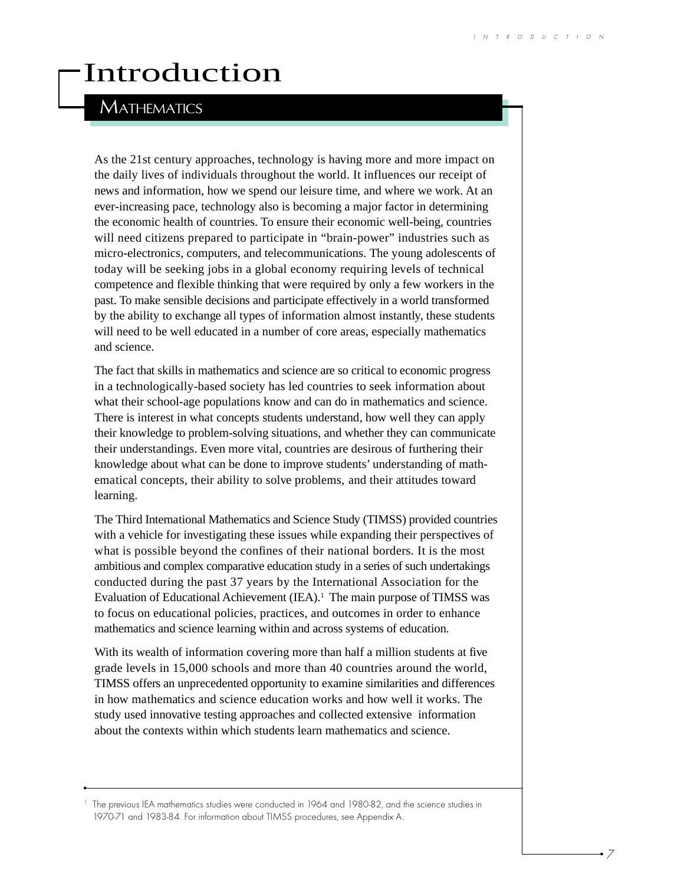# Introduction

## Mathematics

As the 21st century approaches, technology is having more and more impact on the daily lives of individuals throughout the world. It influences our receipt of news and information, how we spend our leisure time, and where we work. At an ever-increasing pace, technology also is becoming a major factor in determining the economic health of countries. To ensure their economic well-being, countries will need citizens prepared to participate in "brain-power" industries such as micro-electronics, computers, and telecommunications. The young adolescents of today will be seeking jobs in a global economy requiring levels of technical competence and flexible thinking that were required by only a few workers in the past. To make sensible decisions and participate effectively in a world transformed by the ability to exchange all types of information almost instantly, these students will need to be well educated in a number of core areas, especially mathematics and science.

The fact that skills in mathematics and science are so critical to economic progress in a technologically-based society has led countries to seek information about what their school-age populations know and can do in mathematics and science. There is interest in what concepts students understand, how well they can apply their knowledge to problem-solving situations, and whether they can communicate their understandings. Even more vital, countries are desirous of furthering their knowledge about what can be done to improve students' understanding of mathematical concepts, their ability to solve problems, and their attitudes toward learning.

The Third International Mathematics and Science Study (TIMSS) provided countries with a vehicle for investigating these issues while expanding their perspectives of what is possible beyond the confines of their national borders. It is the most ambitious and complex comparative education study in a series of such undertakings conducted during the past 37 years by the International Association for the Evaluation of Educational Achievement (IEA).[1] The main purpose of TIMSS was to focus on educational policies, practices, and outcomes in order to enhance mathematics and science learning within and across systems of education.

With its wealth of information covering more than half a million students at five grade levels in 15,000 schools and more than 40 countries around the world, TIMSS offers an unprecedented opportunity to examine similarities and differences in how mathematics and science education works and how well it works. The study used innovative testing approaches and collected extensive information about the contexts within which students learn mathematics and science.

[1] The previous IEA mathematics studies were conducted in 1964 and 1980-82, and the science studies in 1970-71 and 1983-84. For information about TIMSS procedures, see Appendix A.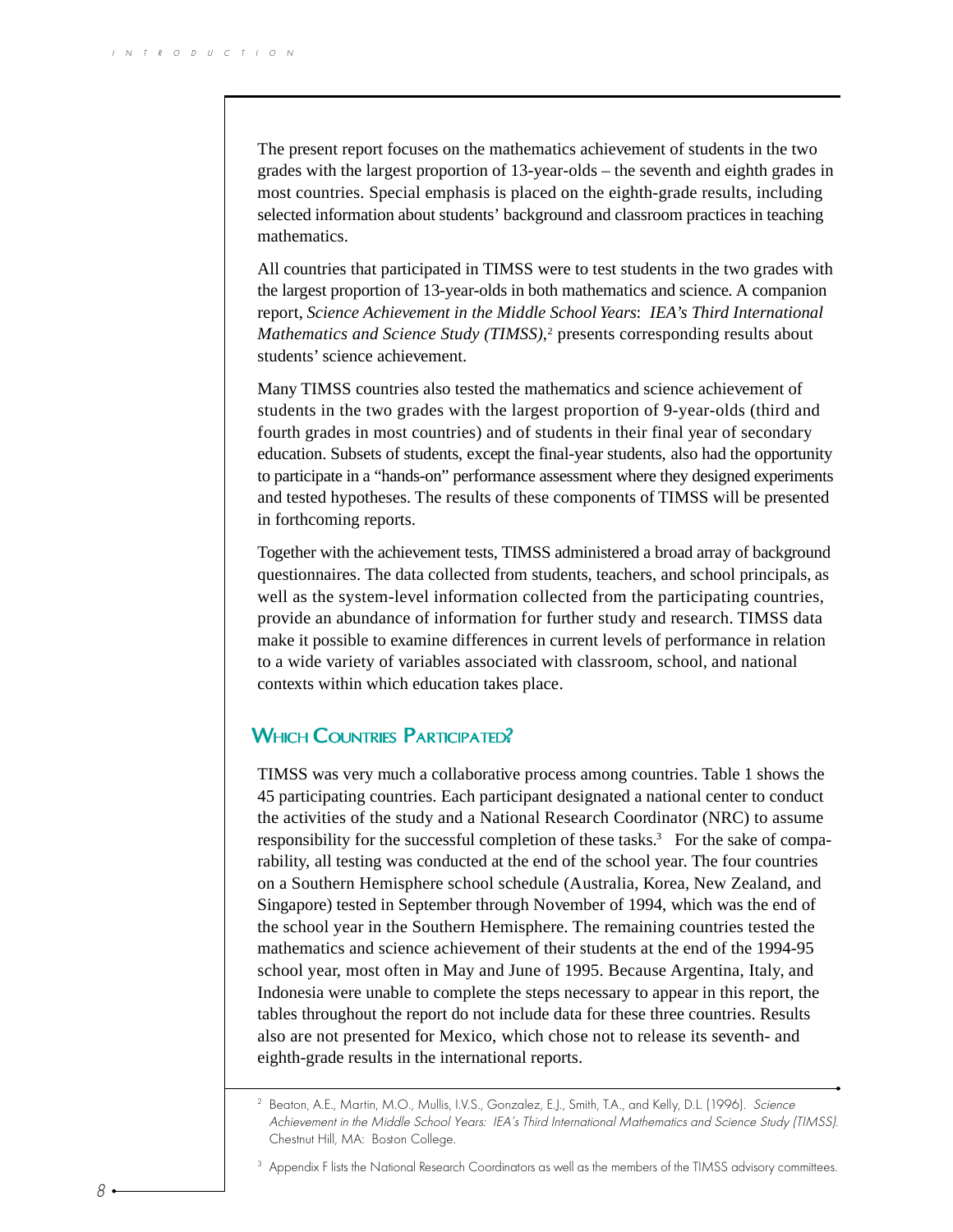The present report focuses on the mathematics achievement of students in the two grades with the largest proportion of 13-year-olds – the seventh and eighth grades in most countries. Special emphasis is placed on the eighth-grade results, including selected information about students' background and classroom practices in teaching mathematics.

All countries that participated in TIMSS were to test students in the two grades with the largest proportion of 13-year-olds in both mathematics and science. A companion report, *Science Achievement in the Middle School Years*: *IEA's Third International Mathematics and Science Study (TIMSS)*,[2] presents corresponding results about students' science achievement.

Many TIMSS countries also tested the mathematics and science achievement of students in the two grades with the largest proportion of 9-year-olds (third and fourth grades in most countries) and of students in their final year of secondary education. Subsets of students, except the final-year students, also had the opportunity to participate in a "hands-on" performance assessment where they designed experiments and tested hypotheses. The results of these components of TIMSS will be presented in forthcoming reports.

Together with the achievement tests, TIMSS administered a broad array of background questionnaires. The data collected from students, teachers, and school principals, as well as the system-level information collected from the participating countries, provide an abundance of information for further study and research. TIMSS data make it possible to examine differences in current levels of performance in relation to a wide variety of variables associated with classroom, school, and national contexts within which education takes place.

## Which Countries Participated?

TIMSS was very much a collaborative process among countries. Table 1 shows the 45 participating countries. Each participant designated a national center to conduct the activities of the study and a National Research Coordinator (NRC) to assume responsibility for the successful completion of these tasks.[3] For the sake of comparability, all testing was conducted at the end of the school year. The four countries on a Southern Hemisphere school schedule (Australia, Korea, New Zealand, and Singapore) tested in September through November of 1994, which was the end of the school year in the Southern Hemisphere. The remaining countries tested the mathematics and science achievement of their students at the end of the 1994-95 school year, most often in May and June of 1995. Because Argentina, Italy, and Indonesia were unable to complete the steps necessary to appear in this report, the tables throughout the report do not include data for these three countries. Results also are not presented for Mexico, which chose not to release its seventh- and eighth-grade results in the international reports.

---

[2] Beaton, A.E., Martin, M.O., Mullis, I.V.S., Gonzalez, E.J., Smith, T.A., and Kelly, D.L. (1996). *Science Achievement in the Middle School Years: IEA's Third International Mathematics and Science Study (TIMSS).* Chestnut Hill, MA: Boston College.

[3] Appendix F lists the National Research Coordinators as well as the members of the TIMSS advisory committees.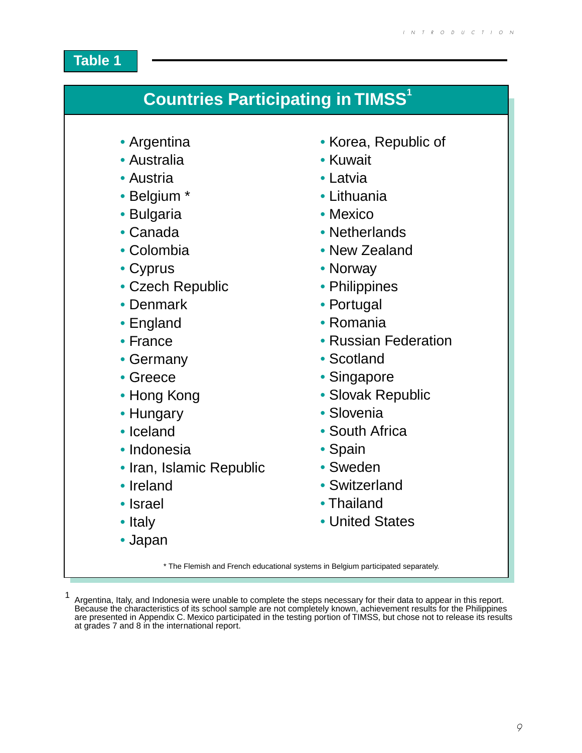## Table 1

### Countries Participating in TIMSS[1]

- Argentina
- Australia
- Austria
- Belgium *
- Bulgaria
- Canada
- Colombia
- Cyprus
- Czech Republic
- Denmark
- England
- France
- Germany
- Greece
- Hong Kong
- Hungary
- Iceland
- Indonesia
- Iran, Islamic Republic
- Ireland
- Israel
- Italy
- Japan
- Korea, Republic of
- Kuwait
- Latvia
- Lithuania
- Mexico
- Netherlands
- New Zealand
- Norway
- Philippines
- Portugal
- Romania
- Russian Federation
- Scotland
- Singapore
- Slovak Republic
- Slovenia
- South Africa
- Spain
- Sweden
- Switzerland
- Thailand
- United States

* The Flemish and French educational systems in Belgium participated separately.

[1] Argentina, Italy, and Indonesia were unable to complete the steps necessary for their data to appear in this report. Because the characteristics of its school sample are not completely known, achievement results for the Philippines are presented in Appendix C. Mexico participated in the testing portion of TIMSS, but chose not to release its results at grades 7 and 8 in the international report.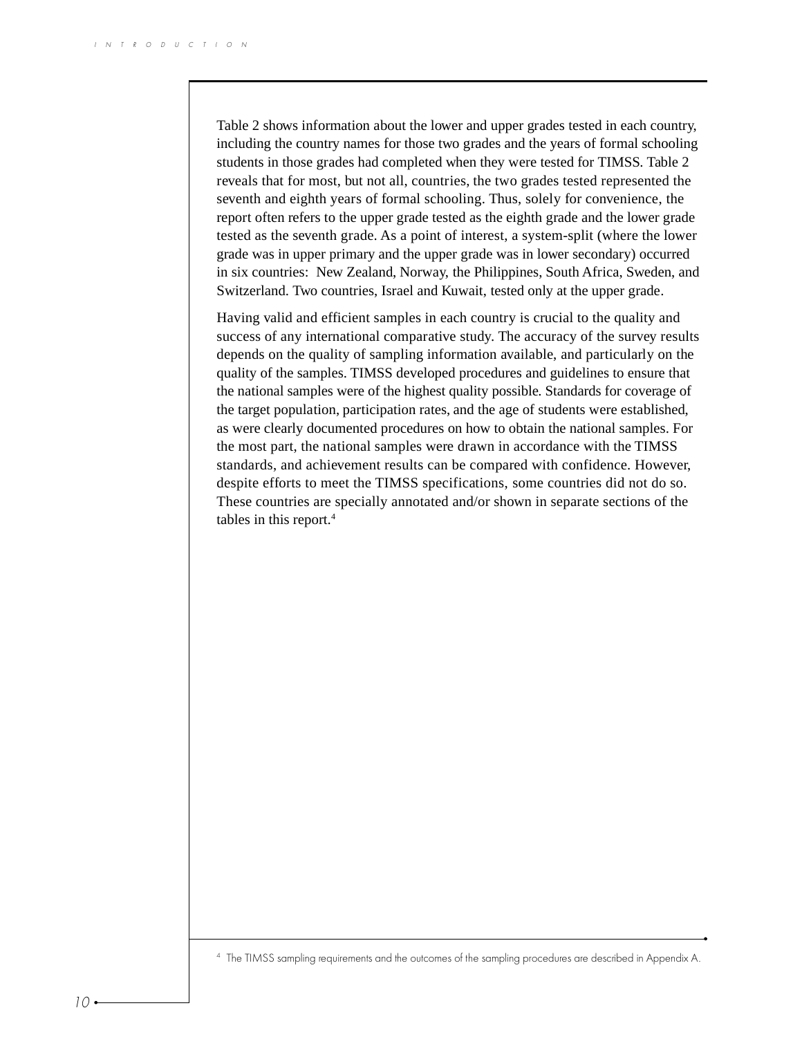Table 2 shows information about the lower and upper grades tested in each country, including the country names for those two grades and the years of formal schooling students in those grades had completed when they were tested for TIMSS. Table 2 reveals that for most, but not all, countries, the two grades tested represented the seventh and eighth years of formal schooling. Thus, solely for convenience, the report often refers to the upper grade tested as the eighth grade and the lower grade tested as the seventh grade. As a point of interest, a system-split (where the lower grade was in upper primary and the upper grade was in lower secondary) occurred in six countries: New Zealand, Norway, the Philippines, South Africa, Sweden, and Switzerland. Two countries, Israel and Kuwait, tested only at the upper grade.

Having valid and efficient samples in each country is crucial to the quality and success of any international comparative study. The accuracy of the survey results depends on the quality of sampling information available, and particularly on the quality of the samples. TIMSS developed procedures and guidelines to ensure that the national samples were of the highest quality possible. Standards for coverage of the target population, participation rates, and the age of students were established, as were clearly documented procedures on how to obtain the national samples. For the most part, the national samples were drawn in accordance with the TIMSS standards, and achievement results can be compared with confidence. However, despite efforts to meet the TIMSS specifications, some countries did not do so. These countries are specially annotated and/or shown in separate sections of the tables in this report.[4]

[4] The TIMSS sampling requirements and the outcomes of the sampling procedures are described in Appendix A.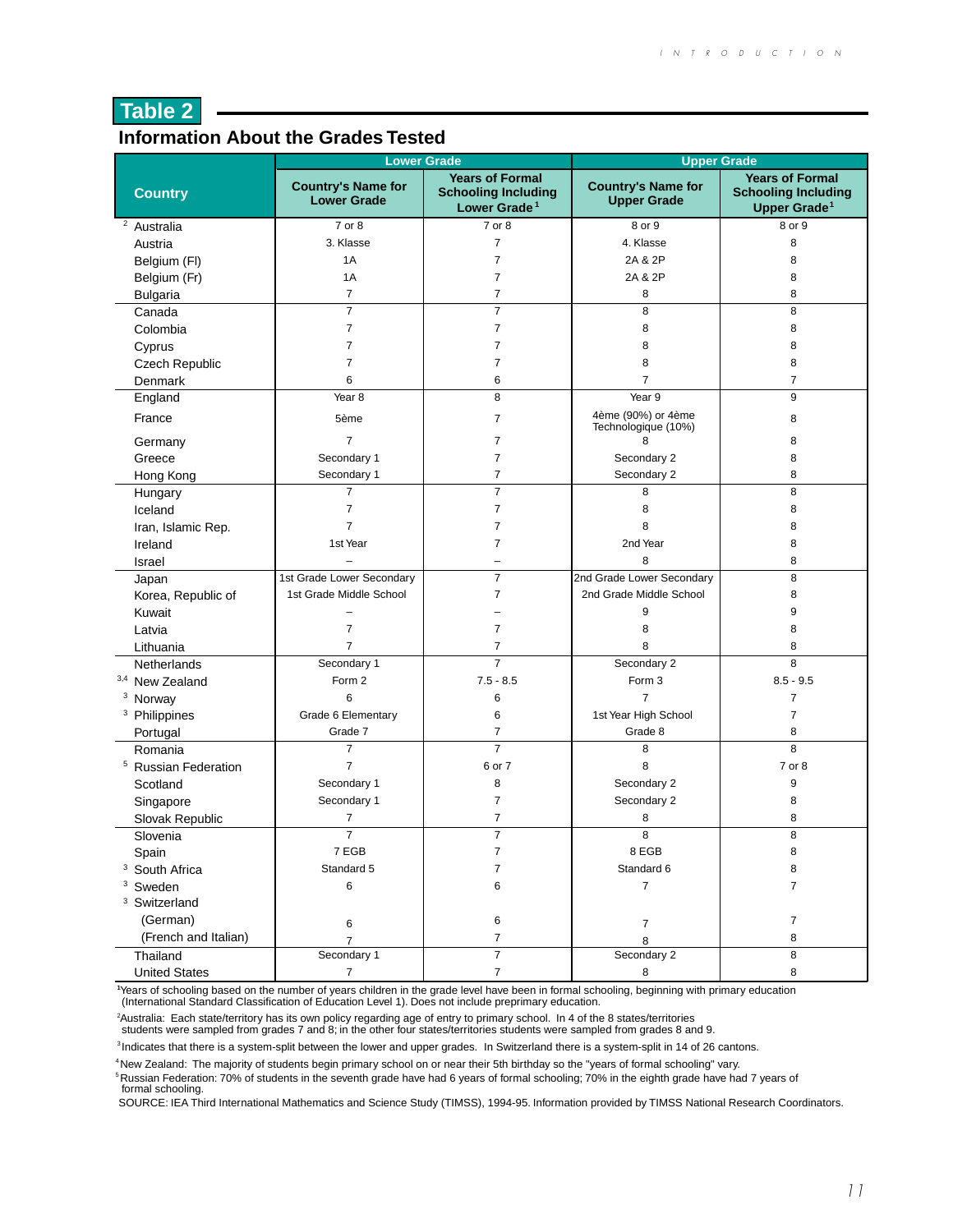## Table 2

### Information About the Grades Tested

| Country | Lower Grade | | Upper Grade | |
|---|---|---|---|---|
| | Country's Name for Lower Grade | Years of Formal Schooling Including Lower Grade[1] | Country's Name for Upper Grade | Years of Formal Schooling Including Upper Grade[1] |
| [2] Australia | 7 or 8 | 7 or 8 | 8 or 9 | 8 or 9 |
| Austria | 3. Klasse | 7 | 4. Klasse | 8 |
| Belgium (Fl) | 1A | 7 | 2A & 2P | 8 |
| Belgium (Fr) | 1A | 7 | 2A & 2P | 8 |
| Bulgaria | 7 | 7 | 8 | 8 |
| Canada | 7 | 7 | 8 | 8 |
| Colombia | 7 | 7 | 8 | 8 |
| Cyprus | 7 | 7 | 8 | 8 |
| Czech Republic | 7 | 7 | 8 | 8 |
| Denmark | 6 | 6 | 7 | 7 |
| England | Year 8 | 8 | Year 9 | 9 |
| France | 5ème | 7 | 4ème (90%) or 4ème Technologique (10%) | 8 |
| Germany | 7 | 7 | 8 | 8 |
| Greece | Secondary 1 | 7 | Secondary 2 | 8 |
| Hong Kong | Secondary 1 | 7 | Secondary 2 | 8 |
| Hungary | 7 | 7 | 8 | 8 |
| Iceland | 7 | 7 | 8 | 8 |
| Iran, Islamic Rep. | 7 | 7 | 8 | 8 |
| Ireland | 1st Year | 7 | 2nd Year | 8 |
| Israel | – | – | 8 | 8 |
| Japan | 1st Grade Lower Secondary | 7 | 2nd Grade Lower Secondary | 8 |
| Korea, Republic of | 1st Grade Middle School | 7 | 2nd Grade Middle School | 8 |
| Kuwait | – | – | 9 | 9 |
| Latvia | 7 | 7 | 8 | 8 |
| Lithuania | 7 | 7 | 8 | 8 |
| Netherlands | Secondary 1 | 7 | Secondary 2 | 8 |
| [3,4] New Zealand | Form 2 | 7.5 - 8.5 | Form 3 | 8.5 - 9.5 |
| [3] Norway | 6 | 6 | 7 | 7 |
| [3] Philippines | Grade 6 Elementary | 6 | 1st Year High School | 7 |
| Portugal | Grade 7 | 7 | Grade 8 | 8 |
| Romania | 7 | 7 | 8 | 8 |
| [5] Russian Federation | 7 | 6 or 7 | 8 | 7 or 8 |
| Scotland | Secondary 1 | 8 | Secondary 2 | 9 |
| Singapore | Secondary 1 | 7 | Secondary 2 | 8 |
| Slovak Republic | 7 | 7 | 8 | 8 |
| Slovenia | 7 | 7 | 8 | 8 |
| Spain | 7 EGB | 7 | 8 EGB | 8 |
| [3] South Africa | Standard 5 | 7 | Standard 6 | 8 |
| [3] Sweden | 6 | 6 | 7 | 7 |
| [3] Switzerland | | | | |
| (German) | 6 | 6 | 7 | 7 |
| (French and Italian) | 7 | 7 | 8 | 8 |
| Thailand | Secondary 1 | 7 | Secondary 2 | 8 |
| United States | 7 | 7 | 8 | 8 |

[1]Years of schooling based on the number of years children in the grade level have been in formal schooling, beginning with primary education (International Standard Classification of Education Level 1). Does not include preprimary education.

[2]Australia: Each state/territory has its own policy regarding age of entry to primary school. In 4 of the 8 states/territories students were sampled from grades 7 and 8; in the other four states/territories students were sampled from grades 8 and 9.

[3]Indicates that there is a system-split between the lower and upper grades. In Switzerland there is a system-split in 14 of 26 cantons.

[4]New Zealand: The majority of students begin primary school on or near their 5th birthday so the "years of formal schooling" vary.

[5]Russian Federation: 70% of students in the seventh grade have had 6 years of formal schooling; 70% in the eighth grade have had 7 years of formal schooling.

SOURCE: IEA Third International Mathematics and Science Study (TIMSS), 1994-95. Information provided by TIMSS National Research Coordinators.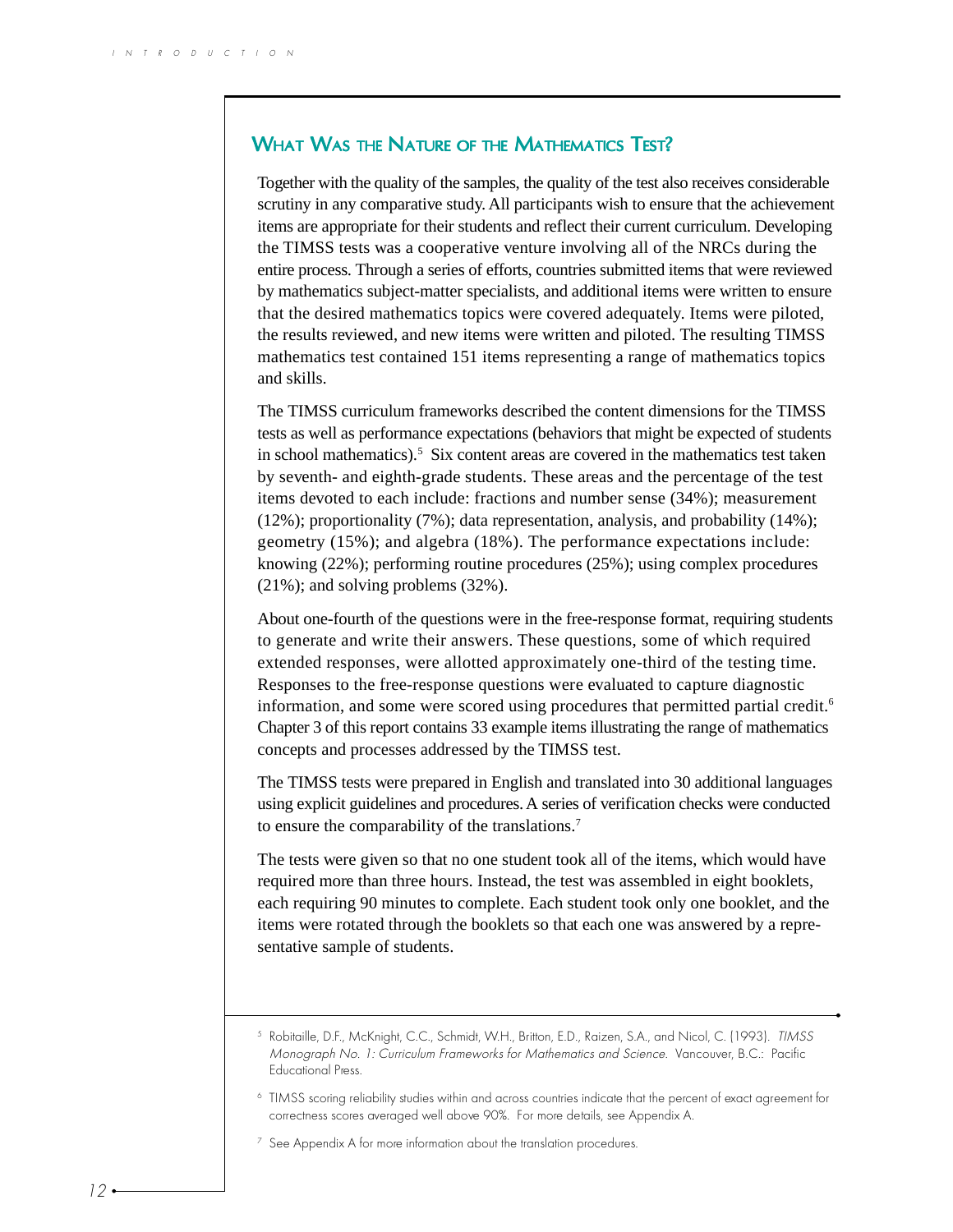## What Was the Nature of the Mathematics Test?

Together with the quality of the samples, the quality of the test also receives considerable scrutiny in any comparative study. All participants wish to ensure that the achievement items are appropriate for their students and reflect their current curriculum. Developing the TIMSS tests was a cooperative venture involving all of the NRCs during the entire process. Through a series of efforts, countries submitted items that were reviewed by mathematics subject-matter specialists, and additional items were written to ensure that the desired mathematics topics were covered adequately. Items were piloted, the results reviewed, and new items were written and piloted. The resulting TIMSS mathematics test contained 151 items representing a range of mathematics topics and skills.

The TIMSS curriculum frameworks described the content dimensions for the TIMSS tests as well as performance expectations (behaviors that might be expected of students in school mathematics).[5] Six content areas are covered in the mathematics test taken by seventh- and eighth-grade students. These areas and the percentage of the test items devoted to each include: fractions and number sense (34%); measurement (12%); proportionality (7%); data representation, analysis, and probability (14%); geometry (15%); and algebra (18%). The performance expectations include: knowing (22%); performing routine procedures (25%); using complex procedures (21%); and solving problems (32%).

About one-fourth of the questions were in the free-response format, requiring students to generate and write their answers. These questions, some of which required extended responses, were allotted approximately one-third of the testing time. Responses to the free-response questions were evaluated to capture diagnostic information, and some were scored using procedures that permitted partial credit.[6] Chapter 3 of this report contains 33 example items illustrating the range of mathematics concepts and processes addressed by the TIMSS test.

The TIMSS tests were prepared in English and translated into 30 additional languages using explicit guidelines and procedures. A series of verification checks were conducted to ensure the comparability of the translations.[7]

The tests were given so that no one student took all of the items, which would have required more than three hours. Instead, the test was assembled in eight booklets, each requiring 90 minutes to complete. Each student took only one booklet, and the items were rotated through the booklets so that each one was answered by a representative sample of students.

---

[5] Robitaille, D.F., McKnight, C.C., Schmidt, W.H., Britton, E.D., Raizen, S.A., and Nicol, C. (1993). *TIMSS Monograph No. 1: Curriculum Frameworks for Mathematics and Science.* Vancouver, B.C.: Pacific Educational Press.

[6] TIMSS scoring reliability studies within and across countries indicate that the percent of exact agreement for correctness scores averaged well above 90%. For more details, see Appendix A.

[7] See Appendix A for more information about the translation procedures.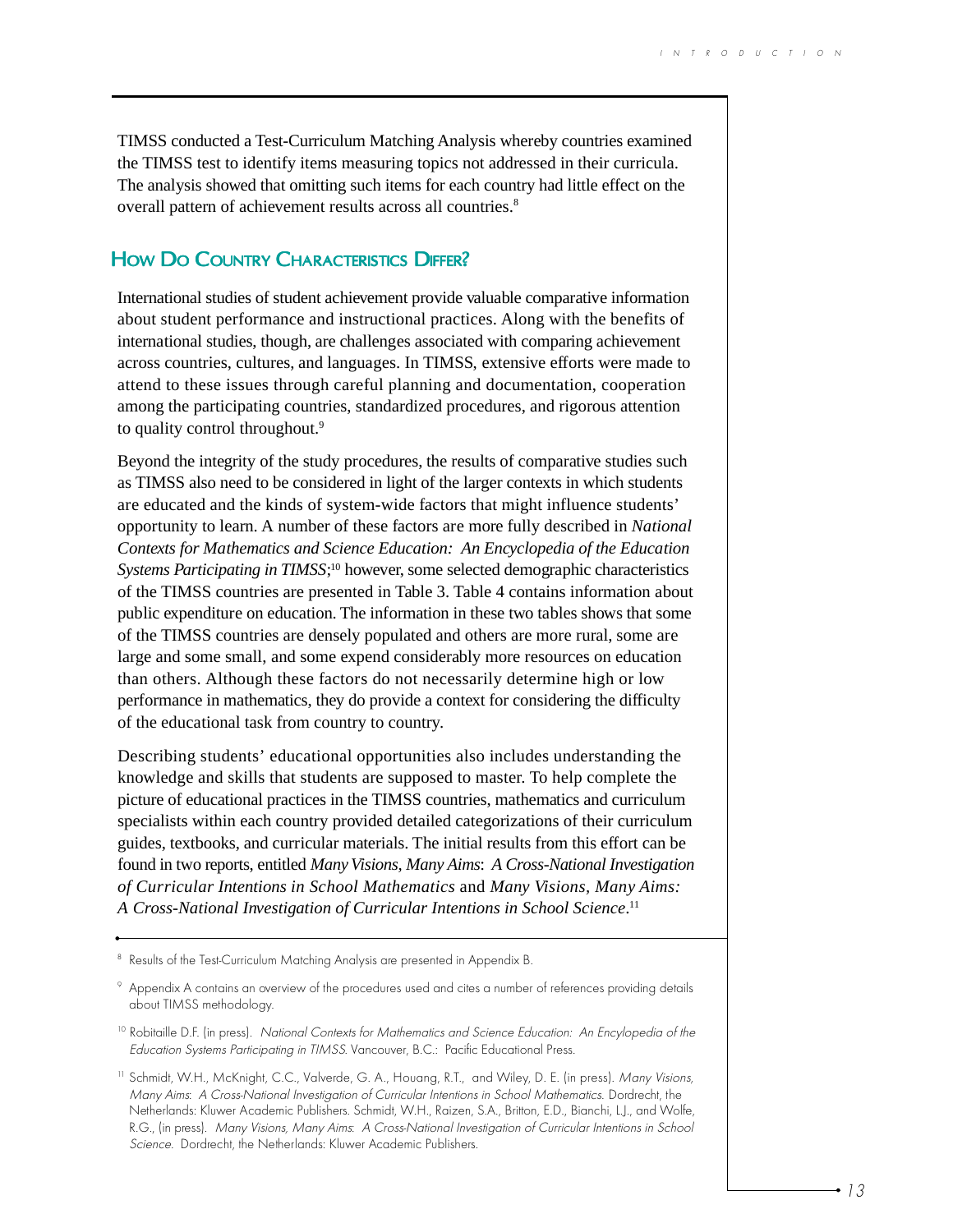TIMSS conducted a Test-Curriculum Matching Analysis whereby countries examined the TIMSS test to identify items measuring topics not addressed in their curricula. The analysis showed that omitting such items for each country had little effect on the overall pattern of achievement results across all countries.[8]

## How Do Country Characteristics Differ?

International studies of student achievement provide valuable comparative information about student performance and instructional practices. Along with the benefits of international studies, though, are challenges associated with comparing achievement across countries, cultures, and languages. In TIMSS, extensive efforts were made to attend to these issues through careful planning and documentation, cooperation among the participating countries, standardized procedures, and rigorous attention to quality control throughout.[9]

Beyond the integrity of the study procedures, the results of comparative studies such as TIMSS also need to be considered in light of the larger contexts in which students are educated and the kinds of system-wide factors that might influence students' opportunity to learn. A number of these factors are more fully described in *National Contexts for Mathematics and Science Education: An Encyclopedia of the Education Systems Participating in TIMSS*;[10] however, some selected demographic characteristics of the TIMSS countries are presented in Table 3. Table 4 contains information about public expenditure on education. The information in these two tables shows that some of the TIMSS countries are densely populated and others are more rural, some are large and some small, and some expend considerably more resources on education than others. Although these factors do not necessarily determine high or low performance in mathematics, they do provide a context for considering the difficulty of the educational task from country to country.

Describing students' educational opportunities also includes understanding the knowledge and skills that students are supposed to master. To help complete the picture of educational practices in the TIMSS countries, mathematics and curriculum specialists within each country provided detailed categorizations of their curriculum guides, textbooks, and curricular materials. The initial results from this effort can be found in two reports, entitled *Many Visions, Many Aims: A Cross-National Investigation of Curricular Intentions in School Mathematics* and *Many Visions, Many Aims: A Cross-National Investigation of Curricular Intentions in School Science*.[11]

---

[8] Results of the Test-Curriculum Matching Analysis are presented in Appendix B.

[9] Appendix A contains an overview of the procedures used and cites a number of references providing details about TIMSS methodology.

[10] Robitaille D.F. (in press). *National Contexts for Mathematics and Science Education: An Encylopedia of the Education Systems Participating in TIMSS.* Vancouver, B.C.: Pacific Educational Press.

[11] Schmidt, W.H., McKnight, C.C., Valverde, G. A., Houang, R.T., and Wiley, D. E. (in press). *Many Visions, Many Aims: A Cross-National Investigation of Curricular Intentions in School Mathematics.* Dordrecht, the Netherlands: Kluwer Academic Publishers. Schmidt, W.H., Raizen, S.A., Britton, E.D., Bianchi, L.J., and Wolfe, R.G., (in press). *Many Visions, Many Aims: A Cross-National Investigation of Curricular Intentions in School Science.* Dordrecht, the Netherlands: Kluwer Academic Publishers.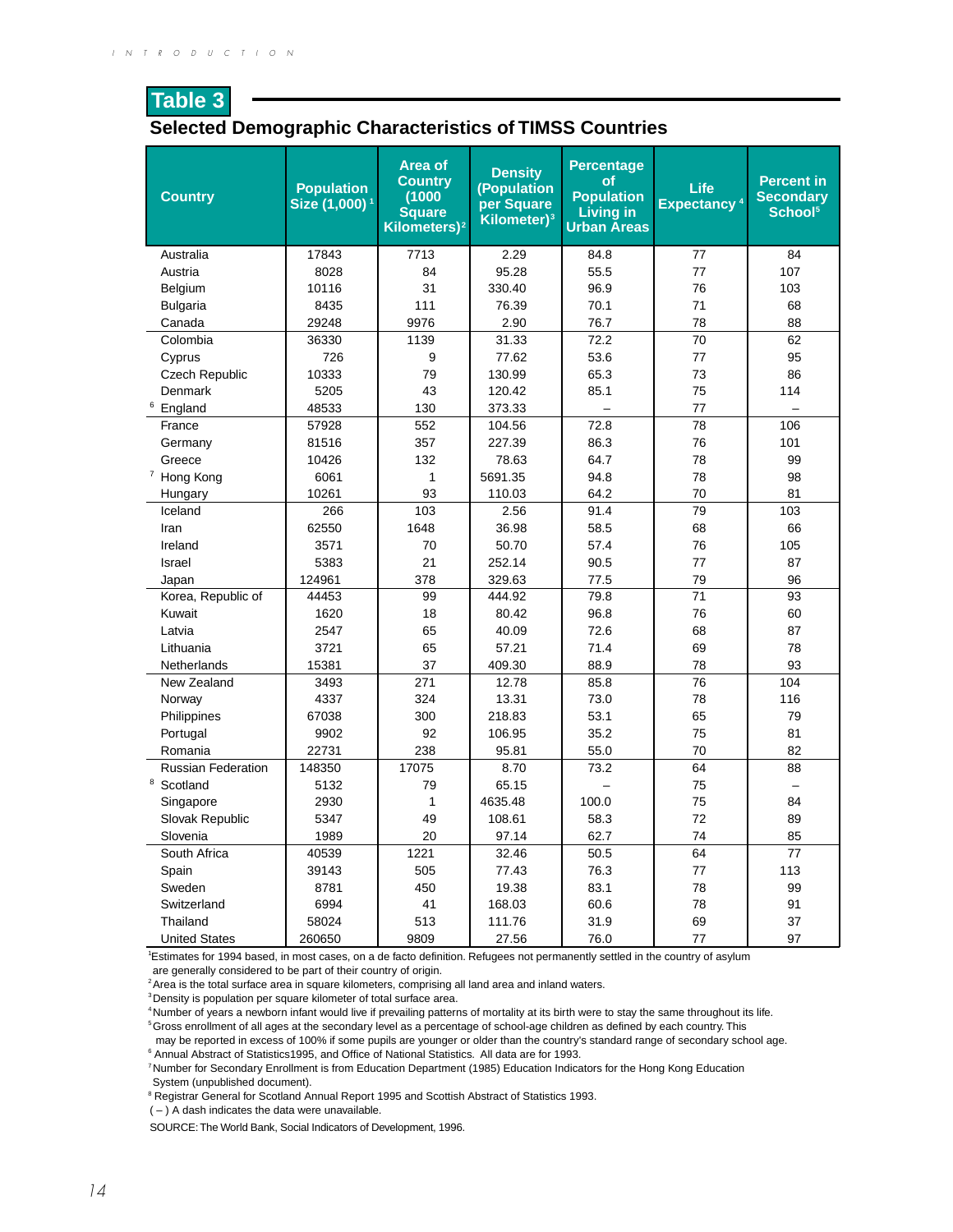## Table 3

### Selected Demographic Characteristics of TIMSS Countries

| Country | Population Size (1,000)[1] | Area of Country (1000 Square Kilometers)[2] | Density (Population per Square Kilometer)[3] | Percentage of Population Living in Urban Areas | Life Expectancy[4] | Percent in Secondary School[5] |
|---|---|---|---|---|---|---|
| Australia | 17843 | 7713 | 2.29 | 84.8 | 77 | 84 |
| Austria | 8028 | 84 | 95.28 | 55.5 | 77 | 107 |
| Belgium | 10116 | 31 | 330.40 | 96.9 | 76 | 103 |
| Bulgaria | 8435 | 111 | 76.39 | 70.1 | 71 | 68 |
| Canada | 29248 | 9976 | 2.90 | 76.7 | 78 | 88 |
| Colombia | 36330 | 1139 | 31.33 | 72.2 | 70 | 62 |
| Cyprus | 726 | 9 | 77.62 | 53.6 | 77 | 95 |
| Czech Republic | 10333 | 79 | 130.99 | 65.3 | 73 | 86 |
| Denmark | 5205 | 43 | 120.42 | 85.1 | 75 | 114 |
| [6] England | 48533 | 130 | 373.33 | – | 77 | – |
| France | 57928 | 552 | 104.56 | 72.8 | 78 | 106 |
| Germany | 81516 | 357 | 227.39 | 86.3 | 76 | 101 |
| Greece | 10426 | 132 | 78.63 | 64.7 | 78 | 99 |
| [7] Hong Kong | 6061 | 1 | 5691.35 | 94.8 | 78 | 98 |
| Hungary | 10261 | 93 | 110.03 | 64.2 | 70 | 81 |
| Iceland | 266 | 103 | 2.56 | 91.4 | 79 | 103 |
| Iran | 62550 | 1648 | 36.98 | 58.5 | 68 | 66 |
| Ireland | 3571 | 70 | 50.70 | 57.4 | 76 | 105 |
| Israel | 5383 | 21 | 252.14 | 90.5 | 77 | 87 |
| Japan | 124961 | 378 | 329.63 | 77.5 | 79 | 96 |
| Korea, Republic of | 44453 | 99 | 444.92 | 79.8 | 71 | 93 |
| Kuwait | 1620 | 18 | 80.42 | 96.8 | 76 | 60 |
| Latvia | 2547 | 65 | 40.09 | 72.6 | 68 | 87 |
| Lithuania | 3721 | 65 | 57.21 | 71.4 | 69 | 78 |
| Netherlands | 15381 | 37 | 409.30 | 88.9 | 78 | 93 |
| New Zealand | 3493 | 271 | 12.78 | 85.8 | 76 | 104 |
| Norway | 4337 | 324 | 13.31 | 73.0 | 78 | 116 |
| Philippines | 67038 | 300 | 218.83 | 53.1 | 65 | 79 |
| Portugal | 9902 | 92 | 106.95 | 35.2 | 75 | 81 |
| Romania | 22731 | 238 | 95.81 | 55.0 | 70 | 82 |
| Russian Federation | 148350 | 17075 | 8.70 | 73.2 | 64 | 88 |
| [8] Scotland | 5132 | 79 | 65.15 | – | 75 | – |
| Singapore | 2930 | 1 | 4635.48 | 100.0 | 75 | 84 |
| Slovak Republic | 5347 | 49 | 108.61 | 58.3 | 72 | 89 |
| Slovenia | 1989 | 20 | 97.14 | 62.7 | 74 | 85 |
| South Africa | 40539 | 1221 | 32.46 | 50.5 | 64 | 77 |
| Spain | 39143 | 505 | 77.43 | 76.3 | 77 | 113 |
| Sweden | 8781 | 450 | 19.38 | 83.1 | 78 | 99 |
| Switzerland | 6994 | 41 | 168.03 | 60.6 | 78 | 91 |
| Thailand | 58024 | 513 | 111.76 | 31.9 | 69 | 37 |
| United States | 260650 | 9809 | 27.56 | 76.0 | 77 | 97 |

[1]Estimates for 1994 based, in most cases, on a de facto definition. Refugees not permanently settled in the country of asylum are generally considered to be part of their country of origin.

[2]Area is the total surface area in square kilometers, comprising all land area and inland waters.

[3]Density is population per square kilometer of total surface area.

[4]Number of years a newborn infant would live if prevailing patterns of mortality at its birth were to stay the same throughout its life.

[5]Gross enrollment of all ages at the secondary level as a percentage of school-age children as defined by each country. This may be reported in excess of 100% if some pupils are younger or older than the country's standard range of secondary school age.

[6] Annual Abstract of Statistics1995, and Office of National Statistics. All data are for 1993.

[7]Number for Secondary Enrollment is from Education Department (1985) Education Indicators for the Hong Kong Education System (unpublished document).

[8] Registrar General for Scotland Annual Report 1995 and Scottish Abstract of Statistics 1993.

( – ) A dash indicates the data were unavailable.

SOURCE: The World Bank, Social Indicators of Development, 1996.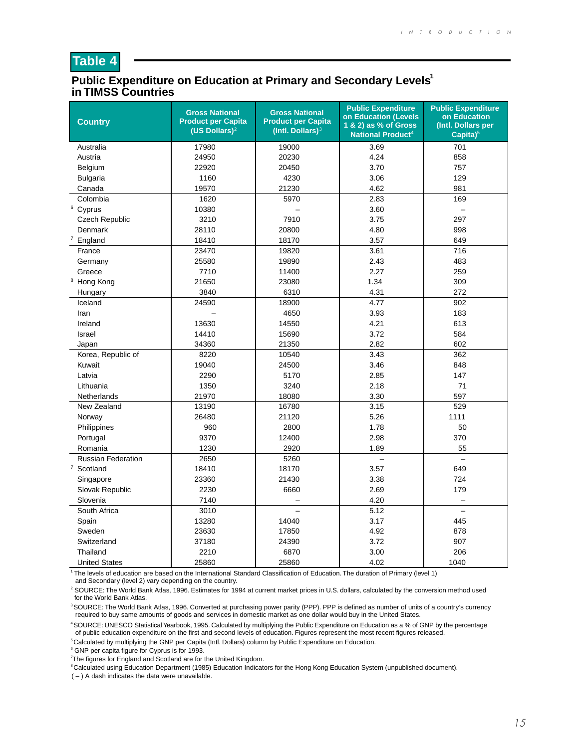## Table 4

### Public Expenditure on Education at Primary and Secondary Levels[1] in TIMSS Countries

| Country | Gross National Product per Capita (US Dollars)[2] | Gross National Product per Capita (Intl. Dollars)[3] | Public Expenditure on Education (Levels 1 & 2) as % of Gross National Product[4] | Public Expenditure on Education (Intl. Dollars per Capita)[5] |
|---|---|---|---|---|
| Australia | 17980 | 19000 | 3.69 | 701 |
| Austria | 24950 | 20230 | 4.24 | 858 |
| Belgium | 22920 | 20450 | 3.70 | 757 |
| Bulgaria | 1160 | 4230 | 3.06 | 129 |
| Canada | 19570 | 21230 | 4.62 | 981 |
| Colombia | 1620 | 5970 | 2.83 | 169 |
| [6] Cyprus | 10380 | – | 3.60 | – |
| Czech Republic | 3210 | 7910 | 3.75 | 297 |
| Denmark | 28110 | 20800 | 4.80 | 998 |
| [7] England | 18410 | 18170 | 3.57 | 649 |
| France | 23470 | 19820 | 3.61 | 716 |
| Germany | 25580 | 19890 | 2.43 | 483 |
| Greece | 7710 | 11400 | 2.27 | 259 |
| [8] Hong Kong | 21650 | 23080 | 1.34 | 309 |
| Hungary | 3840 | 6310 | 4.31 | 272 |
| Iceland | 24590 | 18900 | 4.77 | 902 |
| Iran | – | 4650 | 3.93 | 183 |
| Ireland | 13630 | 14550 | 4.21 | 613 |
| Israel | 14410 | 15690 | 3.72 | 584 |
| Japan | 34360 | 21350 | 2.82 | 602 |
| Korea, Republic of | 8220 | 10540 | 3.43 | 362 |
| Kuwait | 19040 | 24500 | 3.46 | 848 |
| Latvia | 2290 | 5170 | 2.85 | 147 |
| Lithuania | 1350 | 3240 | 2.18 | 71 |
| Netherlands | 21970 | 18080 | 3.30 | 597 |
| New Zealand | 13190 | 16780 | 3.15 | 529 |
| Norway | 26480 | 21120 | 5.26 | 1111 |
| Philippines | 960 | 2800 | 1.78 | 50 |
| Portugal | 9370 | 12400 | 2.98 | 370 |
| Romania | 1230 | 2920 | 1.89 | 55 |
| Russian Federation | 2650 | 5260 | – | – |
| [7] Scotland | 18410 | 18170 | 3.57 | 649 |
| Singapore | 23360 | 21430 | 3.38 | 724 |
| Slovak Republic | 2230 | 6660 | 2.69 | 179 |
| Slovenia | 7140 | – | 4.20 | – |
| South Africa | 3010 | – | 5.12 | – |
| Spain | 13280 | 14040 | 3.17 | 445 |
| Sweden | 23630 | 17850 | 4.92 | 878 |
| Switzerland | 37180 | 24390 | 3.72 | 907 |
| Thailand | 2210 | 6870 | 3.00 | 206 |
| United States | 25860 | 25860 | 4.02 | 1040 |

[1] The levels of education are based on the International Standard Classification of Education. The duration of Primary (level 1) and Secondary (level 2) vary depending on the country.

[2] SOURCE: The World Bank Atlas, 1996. Estimates for 1994 at current market prices in U.S. dollars, calculated by the conversion method used for the World Bank Atlas.

[3] SOURCE: The World Bank Atlas, 1996. Converted at purchasing power parity (PPP). PPP is defined as number of units of a country's currency required to buy same amounts of goods and services in domestic market as one dollar would buy in the United States.

[4] SOURCE: UNESCO Statistical Yearbook, 1995. Calculated by multiplying the Public Expenditure on Education as a % of GNP by the percentage of public education expenditure on the first and second levels of education. Figures represent the most recent figures released.

[5] Calculated by multiplying the GNP per Capita (Intl. Dollars) column by Public Expenditure on Education.

[6] GNP per capita figure for Cyprus is for 1993.

[7] The figures for England and Scotland are for the United Kingdom.

[8] Calculated using Education Department (1985) Education Indicators for the Hong Kong Education System (unpublished document).

( – ) A dash indicates the data were unavailable.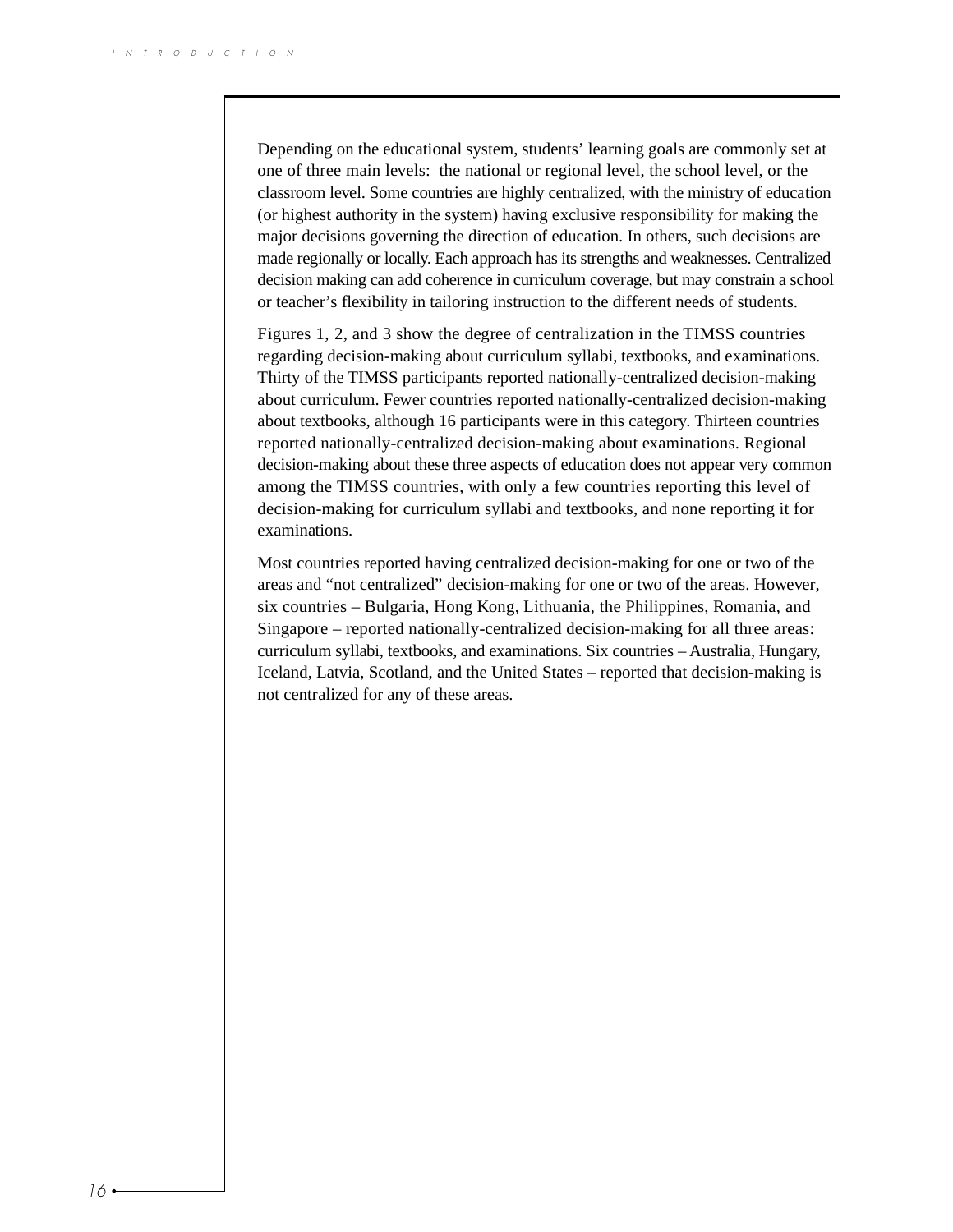Depending on the educational system, students' learning goals are commonly set at one of three main levels: the national or regional level, the school level, or the classroom level. Some countries are highly centralized, with the ministry of education (or highest authority in the system) having exclusive responsibility for making the major decisions governing the direction of education. In others, such decisions are made regionally or locally. Each approach has its strengths and weaknesses. Centralized decision making can add coherence in curriculum coverage, but may constrain a school or teacher's flexibility in tailoring instruction to the different needs of students.

Figures 1, 2, and 3 show the degree of centralization in the TIMSS countries regarding decision-making about curriculum syllabi, textbooks, and examinations. Thirty of the TIMSS participants reported nationally-centralized decision-making about curriculum. Fewer countries reported nationally-centralized decision-making about textbooks, although 16 participants were in this category. Thirteen countries reported nationally-centralized decision-making about examinations. Regional decision-making about these three aspects of education does not appear very common among the TIMSS countries, with only a few countries reporting this level of decision-making for curriculum syllabi and textbooks, and none reporting it for examinations.

Most countries reported having centralized decision-making for one or two of the areas and "not centralized" decision-making for one or two of the areas. However, six countries – Bulgaria, Hong Kong, Lithuania, the Philippines, Romania, and Singapore – reported nationally-centralized decision-making for all three areas: curriculum syllabi, textbooks, and examinations. Six countries – Australia, Hungary, Iceland, Latvia, Scotland, and the United States – reported that decision-making is not centralized for any of these areas.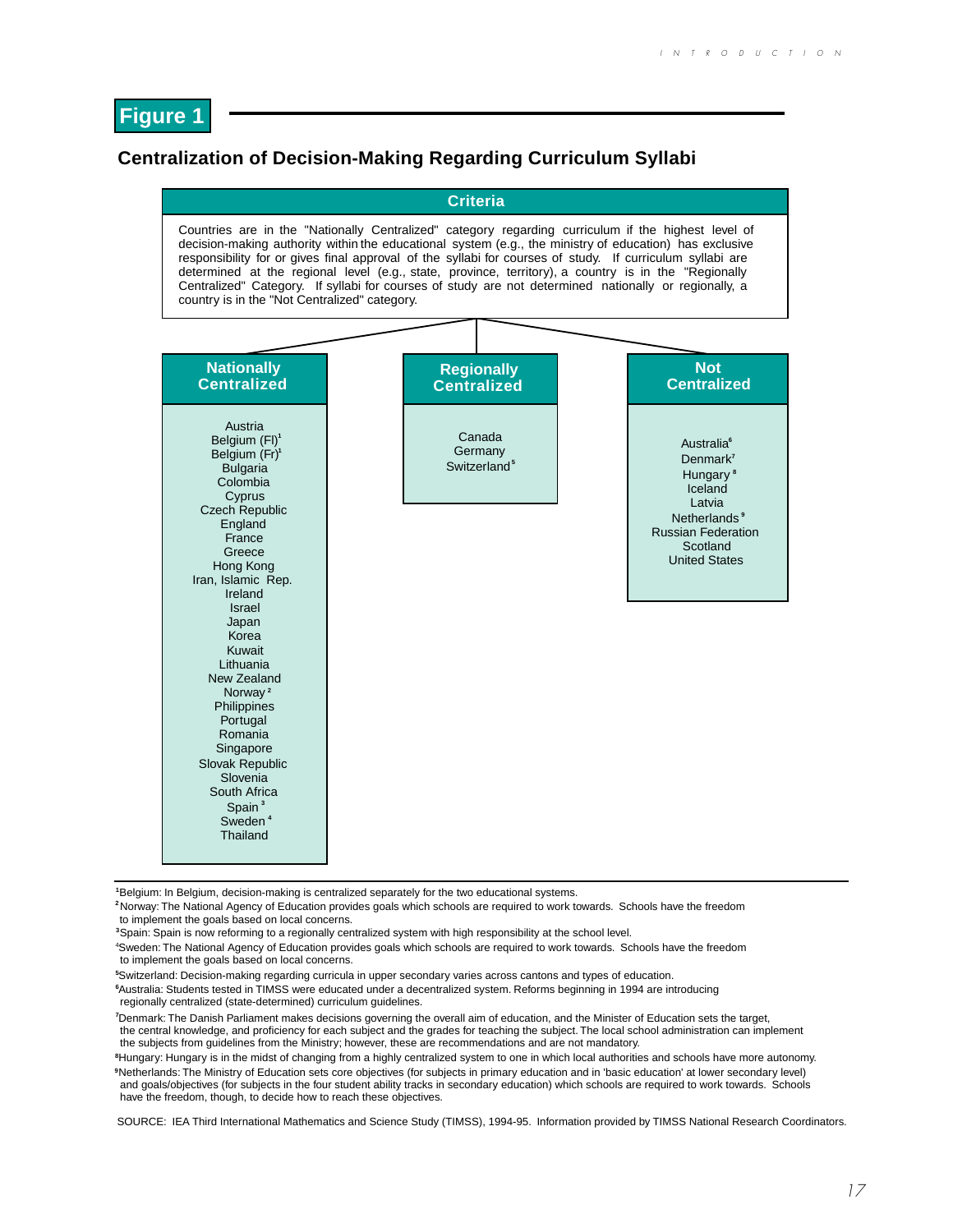## Figure 1

### Centralization of Decision-Making Regarding Curriculum Syllabi

**Criteria**

Countries are in the "Nationally Centralized" category regarding curriculum if the highest level of decision-making authority within the educational system (e.g., the ministry of education) has exclusive responsibility for or gives final approval of the syllabi for courses of study. If curriculum syllabi are determined at the regional level (e.g., state, province, territory), a country is in the "Regionally Centralized" Category. If syllabi for courses of study are not determined nationally or regionally, a country is in the "Not Centralized" category.

**Nationally Centralized**

Austria
Belgium (Fl)[1]
Belgium (Fr)[1]
Bulgaria
Colombia
Cyprus
Czech Republic
England
France
Greece
Hong Kong
Iran, Islamic Rep.
Ireland
Israel
Japan
Korea
Kuwait
Lithuania
New Zealand
Norway[2]
Philippines
Portugal
Romania
Singapore
Slovak Republic
Slovenia
South Africa
Spain[3]
Sweden[4]
Thailand

**Regionally Centralized**

Canada
Germany
Switzerland[5]

**Not Centralized**

Australia[6]
Denmark[7]
Hungary[8]
Iceland
Latvia
Netherlands[9]
Russian Federation
Scotland
United States

---

[1]Belgium: In Belgium, decision-making is centralized separately for the two educational systems.

[2]Norway: The National Agency of Education provides goals which schools are required to work towards. Schools have the freedom to implement the goals based on local concerns.

[3]Spain: Spain is now reforming to a regionally centralized system with high responsibility at the school level.

[4]Sweden: The National Agency of Education provides goals which schools are required to work towards. Schools have the freedom to implement the goals based on local concerns.

[5]Switzerland: Decision-making regarding curricula in upper secondary varies across cantons and types of education.

[6]Australia: Students tested in TIMSS were educated under a decentralized system. Reforms beginning in 1994 are introducing regionally centralized (state-determined) curriculum guidelines.

[7]Denmark: The Danish Parliament makes decisions governing the overall aim of education, and the Minister of Education sets the target, the central knowledge, and proficiency for each subject and the grades for teaching the subject. The local school administration can implement the subjects from guidelines from the Ministry; however, these are recommendations and are not mandatory.

[8]Hungary: Hungary is in the midst of changing from a highly centralized system to one in which local authorities and schools have more autonomy.

[9]Netherlands: The Ministry of Education sets core objectives (for subjects in primary education and in 'basic education' at lower secondary level) and goals/objectives (for subjects in the four student ability tracks in secondary education) which schools are required to work towards. Schools have the freedom, though, to decide how to reach these objectives.

SOURCE: IEA Third International Mathematics and Science Study (TIMSS), 1994-95. Information provided by TIMSS National Research Coordinators.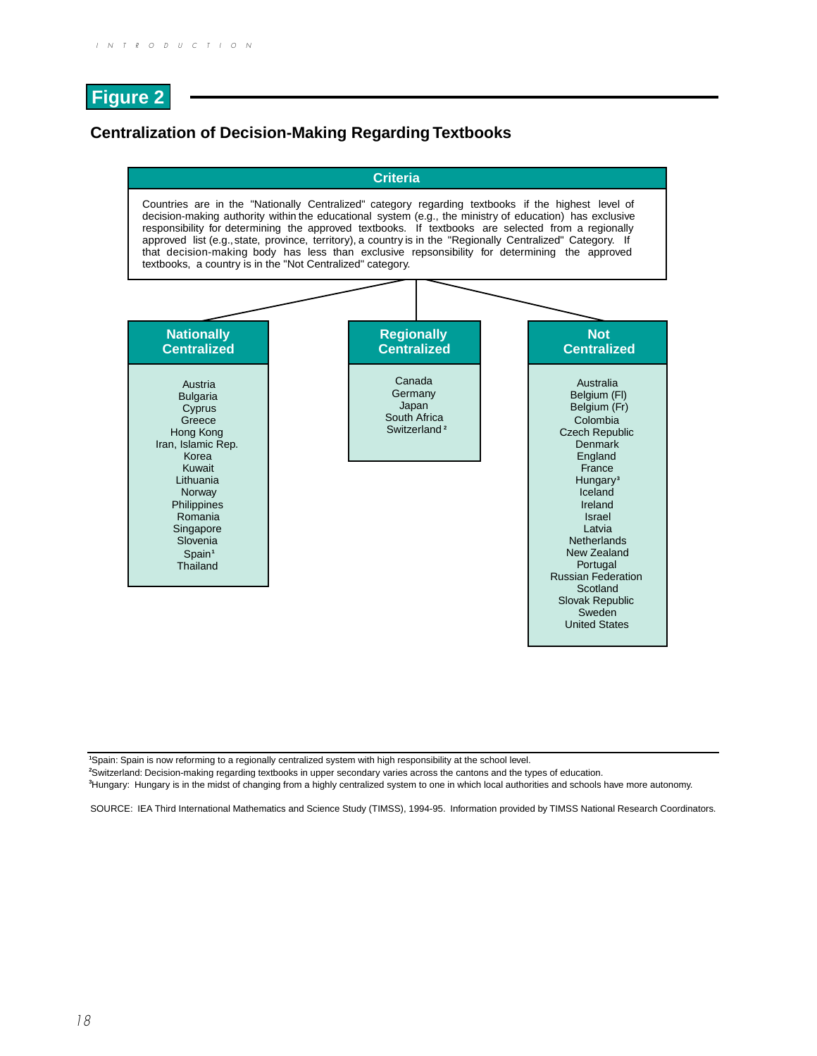## Figure 2

### Centralization of Decision-Making Regarding Textbooks

**Criteria**

Countries are in the "Nationally Centralized" category regarding textbooks if the highest level of decision-making authority within the educational system (e.g., the ministry of education) has exclusive responsibility for determining the approved textbooks. If textbooks are selected from a regionally approved list (e.g., state, province, territory), a country is in the "Regionally Centralized" Category. If that decision-making body has less than exclusive repsonsibility for determining the approved textbooks, a country is in the "Not Centralized" category.

| Nationally Centralized | Regionally Centralized | Not Centralized |
|---|---|---|
| Austria | Canada | Australia |
| Bulgaria | Germany | Belgium (Fl) |
| Cyprus | Japan | Belgium (Fr) |
| Greece | South Africa | Colombia |
| Hong Kong | Switzerland[2] | Czech Republic |
| Iran, Islamic Rep. | | Denmark |
| Korea | | England |
| Kuwait | | France |
| Lithuania | | Hungary[3] |
| Norway | | Iceland |
| Philippines | | Ireland |
| Romania | | Israel |
| Singapore | | Latvia |
| Slovenia | | Netherlands |
| Spain[1] | | New Zealand |
| Thailand | | Portugal |
| | | Russian Federation |
| | | Scotland |
| | | Slovak Republic |
| | | Sweden |
| | | United States |

[1]Spain: Spain is now reforming to a regionally centralized system with high responsibility at the school level.
[2]Switzerland: Decision-making regarding textbooks in upper secondary varies across the cantons and the types of education.
[3]Hungary: Hungary is in the midst of changing from a highly centralized system to one in which local authorities and schools have more autonomy.

SOURCE: IEA Third International Mathematics and Science Study (TIMSS), 1994-95. Information provided by TIMSS National Research Coordinators.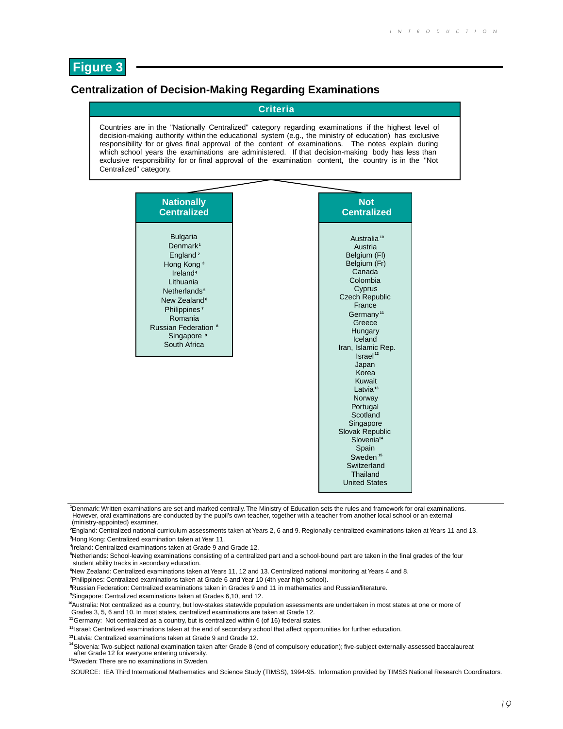## Figure 3

### Centralization of Decision-Making Regarding Examinations

**Criteria**

Countries are in the "Nationally Centralized" category regarding examinations if the highest level of decision-making authority within the educational system (e.g., the ministry of education) has exclusive responsibility for or gives final approval of the content of examinations. The notes explain during which school years the examinations are administered. If that decision-making body has less than exclusive responsibility for or final approval of the examination content, the country is in the "Not Centralized" category.

**Nationally Centralized**

Bulgaria
Denmark[1]
England[2]
Hong Kong[3]
Ireland[4]
Lithuania
Netherlands[5]
New Zealand[6]
Philippines[7]
Romania
Russian Federation[8]
Singapore[9]
South Africa

**Not Centralized**

Australia[10]
Austria
Belgium (Fl)
Belgium (Fr)
Canada
Colombia
Cyprus
Czech Republic
France
Germany[11]
Greece
Hungary
Iceland
Iran, Islamic Rep.
Israel[12]
Japan
Korea
Kuwait
Latvia[13]
Norway
Portugal
Scotland
Singapore
Slovak Republic
Slovenia[14]
Spain
Sweden[15]
Switzerland
Thailand
United States

[1]Denmark: Written examinations are set and marked centrally. The Ministry of Education sets the rules and framework for oral examinations. However, oral examinations are conducted by the pupil's own teacher, together with a teacher from another local school or an external (ministry-appointed) examiner.

[2]England: Centralized national curriculum assessments taken at Years 2, 6 and 9. Regionally centralized examinations taken at Years 11 and 13.

[3]Hong Kong: Centralized examination taken at Year 11.

[4]Ireland: Centralized examinations taken at Grade 9 and Grade 12.

[5]Netherlands: School-leaving examinations consisting of a centralized part and a school-bound part are taken in the final grades of the four student ability tracks in secondary education.

[6]New Zealand: Centralized examinations taken at Years 11, 12 and 13. Centralized national monitoring at Years 4 and 8.

[7]Philippines: Centralized examinations taken at Grade 6 and Year 10 (4th year high school).

[8]Russian Federation: Centralized examinations taken in Grades 9 and 11 in mathematics and Russian/literature.

[9]Singapore: Centralized examinations taken at Grades 6,10, and 12.

[10]Australia: Not centralized as a country, but low-stakes statewide population assessments are undertaken in most states at one or more of Grades 3, 5, 6 and 10. In most states, centralized examinations are taken at Grade 12.

[11]Germany: Not centralized as a country, but is centralized within 6 (of 16) federal states.

[12]Israel: Centralized examinations taken at the end of secondary school that affect opportunities for further education.

[13]Latvia: Centralized examinations taken at Grade 9 and Grade 12.

[14]Slovenia: Two-subject national examination taken after Grade 8 (end of compulsory education); five-subject externally-assessed baccalaureat after Grade 12 for everyone entering university.

[15]Sweden: There are no examinations in Sweden.

SOURCE: IEA Third International Mathematics and Science Study (TIMSS), 1994-95. Information provided by TIMSS National Research Coordinators.